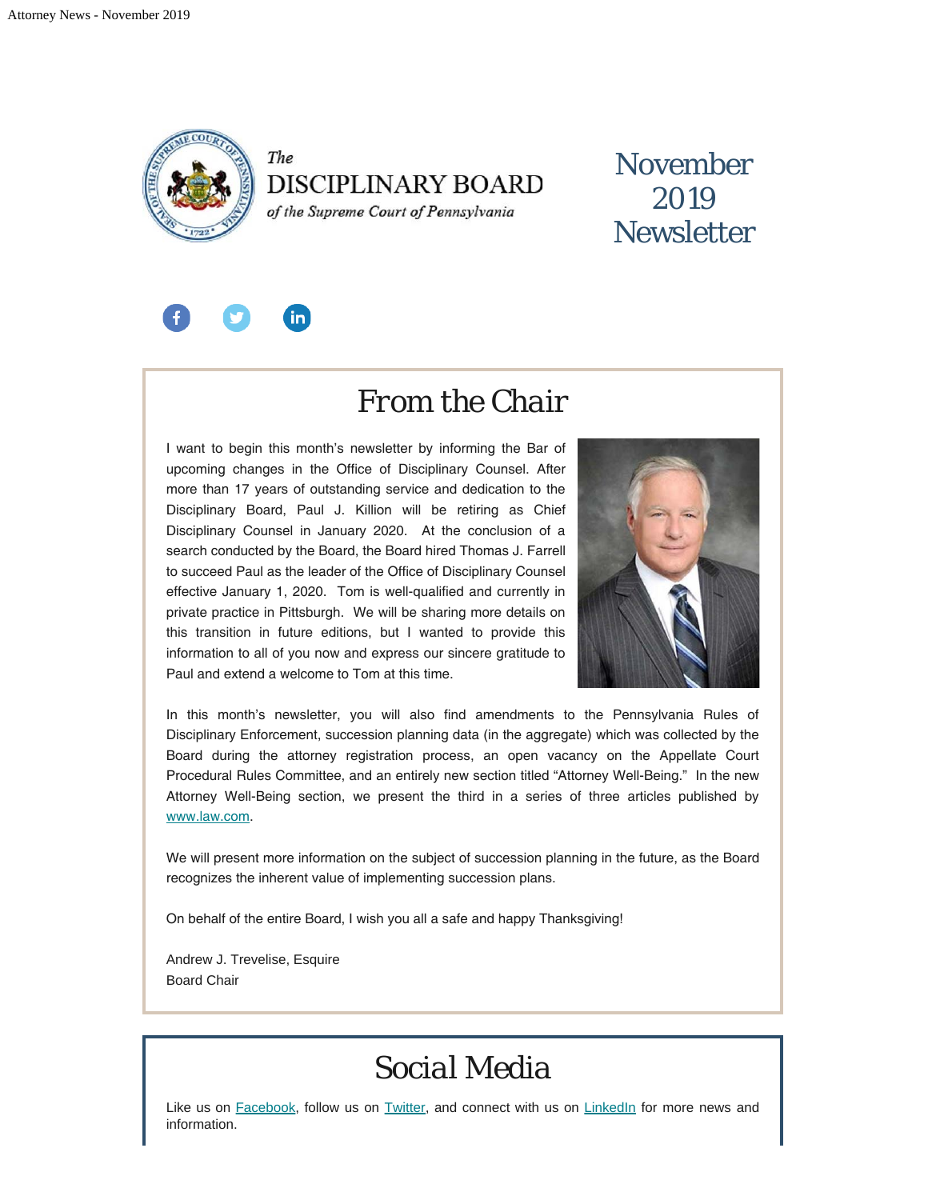*The*
DISCIPLINARY BOARD
*of the Supreme Court of Pennsylvania*

# November 2019 Newsletter

## From the Chair

I want to begin this month's newsletter by informing the Bar of upcoming changes in the Office of Disciplinary Counsel. After more than 17 years of outstanding service and dedication to the Disciplinary Board, Paul J. Killion will be retiring as Chief Disciplinary Counsel in January 2020. At the conclusion of a search conducted by the Board, the Board hired Thomas J. Farrell to succeed Paul as the leader of the Office of Disciplinary Counsel effective January 1, 2020. Tom is well-qualified and currently in private practice in Pittsburgh. We will be sharing more details on this transition in future editions, but I wanted to provide this information to all of you now and express our sincere gratitude to Paul and extend a welcome to Tom at this time.

In this month's newsletter, you will also find amendments to the Pennsylvania Rules of Disciplinary Enforcement, succession planning data (in the aggregate) which was collected by the Board during the attorney registration process, an open vacancy on the Appellate Court Procedural Rules Committee, and an entirely new section titled "Attorney Well-Being." In the new Attorney Well-Being section, we present the third in a series of three articles published by www.law.com.

We will present more information on the subject of succession planning in the future, as the Board recognizes the inherent value of implementing succession plans.

On behalf of the entire Board, I wish you all a safe and happy Thanksgiving!

Andrew J. Trevelise, Esquire
Board Chair

## Social Media

Like us on Facebook, follow us on Twitter, and connect with us on LinkedIn for more news and information.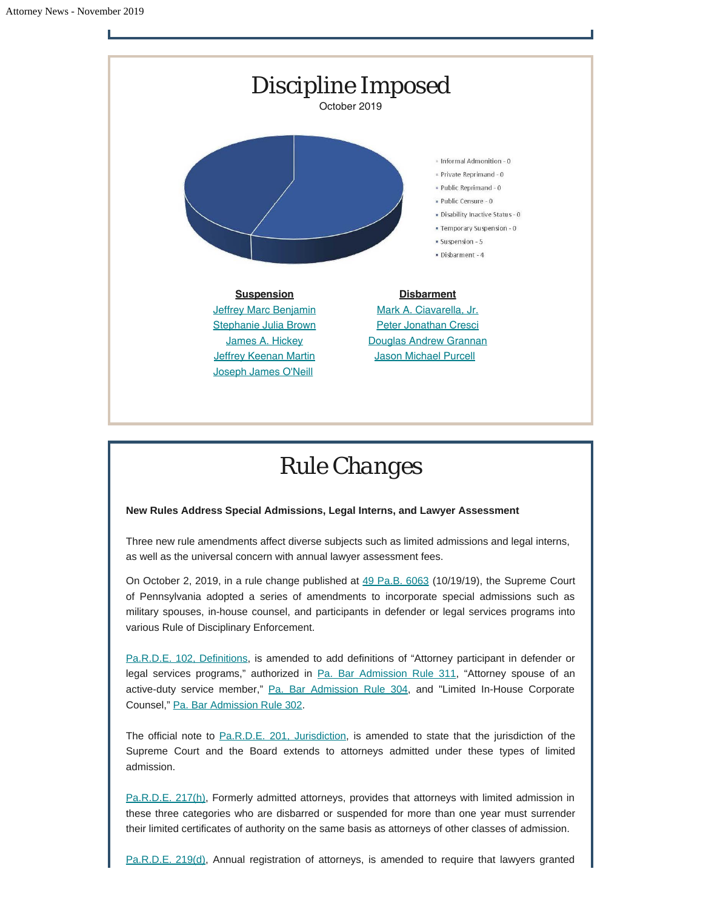# Discipline Imposed

October 2019

- Informal Admonition - 0
- Private Reprimand - 0
- Public Reprimand - 0
- Public Censure - 0
- Disability Inactive Status - 0
- Temporary Suspension - 0
- Suspension - 5
- Disbarment - 4

**Suspension**

Jeffrey Marc Benjamin
Stephanie Julia Brown
James A. Hickey
Jeffrey Keenan Martin
Joseph James O'Neill

**Disbarment**

Mark A. Ciavarella, Jr.
Peter Jonathan Cresci
Douglas Andrew Grannan
Jason Michael Purcell

# Rule Changes

**New Rules Address Special Admissions, Legal Interns, and Lawyer Assessment**

Three new rule amendments affect diverse subjects such as limited admissions and legal interns, as well as the universal concern with annual lawyer assessment fees.

On October 2, 2019, in a rule change published at 49 Pa.B. 6063 (10/19/19), the Supreme Court of Pennsylvania adopted a series of amendments to incorporate special admissions such as military spouses, in-house counsel, and participants in defender or legal services programs into various Rule of Disciplinary Enforcement.

Pa.R.D.E. 102, Definitions, is amended to add definitions of "Attorney participant in defender or legal services programs," authorized in Pa. Bar Admission Rule 311, "Attorney spouse of an active-duty service member," Pa. Bar Admission Rule 304, and "Limited In-House Corporate Counsel," Pa. Bar Admission Rule 302.

The official note to Pa.R.D.E. 201, Jurisdiction, is amended to state that the jurisdiction of the Supreme Court and the Board extends to attorneys admitted under these types of limited admission.

Pa.R.D.E. 217(h), Formerly admitted attorneys, provides that attorneys with limited admission in these three categories who are disbarred or suspended for more than one year must surrender their limited certificates of authority on the same basis as attorneys of other classes of admission.

Pa.R.D.E. 219(d), Annual registration of attorneys, is amended to require that lawyers granted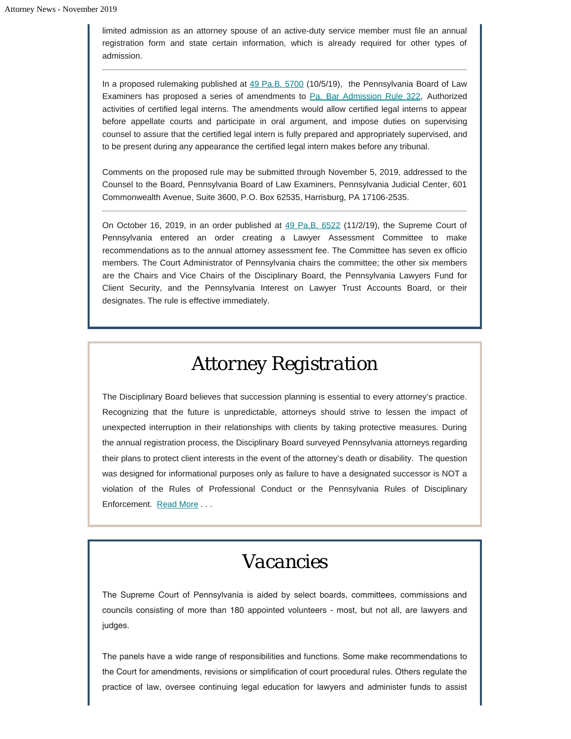limited admission as an attorney spouse of an active-duty service member must file an annual registration form and state certain information, which is already required for other types of admission.

---

In a proposed rulemaking published at [49 Pa.B. 5700](#) (10/5/19), the Pennsylvania Board of Law Examiners has proposed a series of amendments to [Pa. Bar Admission Rule 322](#), Authorized activities of certified legal interns. The amendments would allow certified legal interns to appear before appellate courts and participate in oral argument, and impose duties on supervising counsel to assure that the certified legal intern is fully prepared and appropriately supervised, and to be present during any appearance the certified legal intern makes before any tribunal.

Comments on the proposed rule may be submitted through November 5, 2019, addressed to the Counsel to the Board, Pennsylvania Board of Law Examiners, Pennsylvania Judicial Center, 601 Commonwealth Avenue, Suite 3600, P.O. Box 62535, Harrisburg, PA 17106-2535.

---

On October 16, 2019, in an order published at [49 Pa.B. 6522](#) (11/2/19), the Supreme Court of Pennsylvania entered an order creating a Lawyer Assessment Committee to make recommendations as to the annual attorney assessment fee. The Committee has seven ex officio members. The Court Administrator of Pennsylvania chairs the committee; the other six members are the Chairs and Vice Chairs of the Disciplinary Board, the Pennsylvania Lawyers Fund for Client Security, and the Pennsylvania Interest on Lawyer Trust Accounts Board, or their designates. The rule is effective immediately.

# Attorney Registration

The Disciplinary Board believes that succession planning is essential to every attorney's practice. Recognizing that the future is unpredictable, attorneys should strive to lessen the impact of unexpected interruption in their relationships with clients by taking protective measures. During the annual registration process, the Disciplinary Board surveyed Pennsylvania attorneys regarding their plans to protect client interests in the event of the attorney's death or disability. The question was designed for informational purposes only as failure to have a designated successor is NOT a violation of the Rules of Professional Conduct or the Pennsylvania Rules of Disciplinary Enforcement. [Read More](#) . . .

# Vacancies

The Supreme Court of Pennsylvania is aided by select boards, committees, commissions and councils consisting of more than 180 appointed volunteers - most, but not all, are lawyers and judges.

The panels have a wide range of responsibilities and functions. Some make recommendations to the Court for amendments, revisions or simplification of court procedural rules. Others regulate the practice of law, oversee continuing legal education for lawyers and administer funds to assist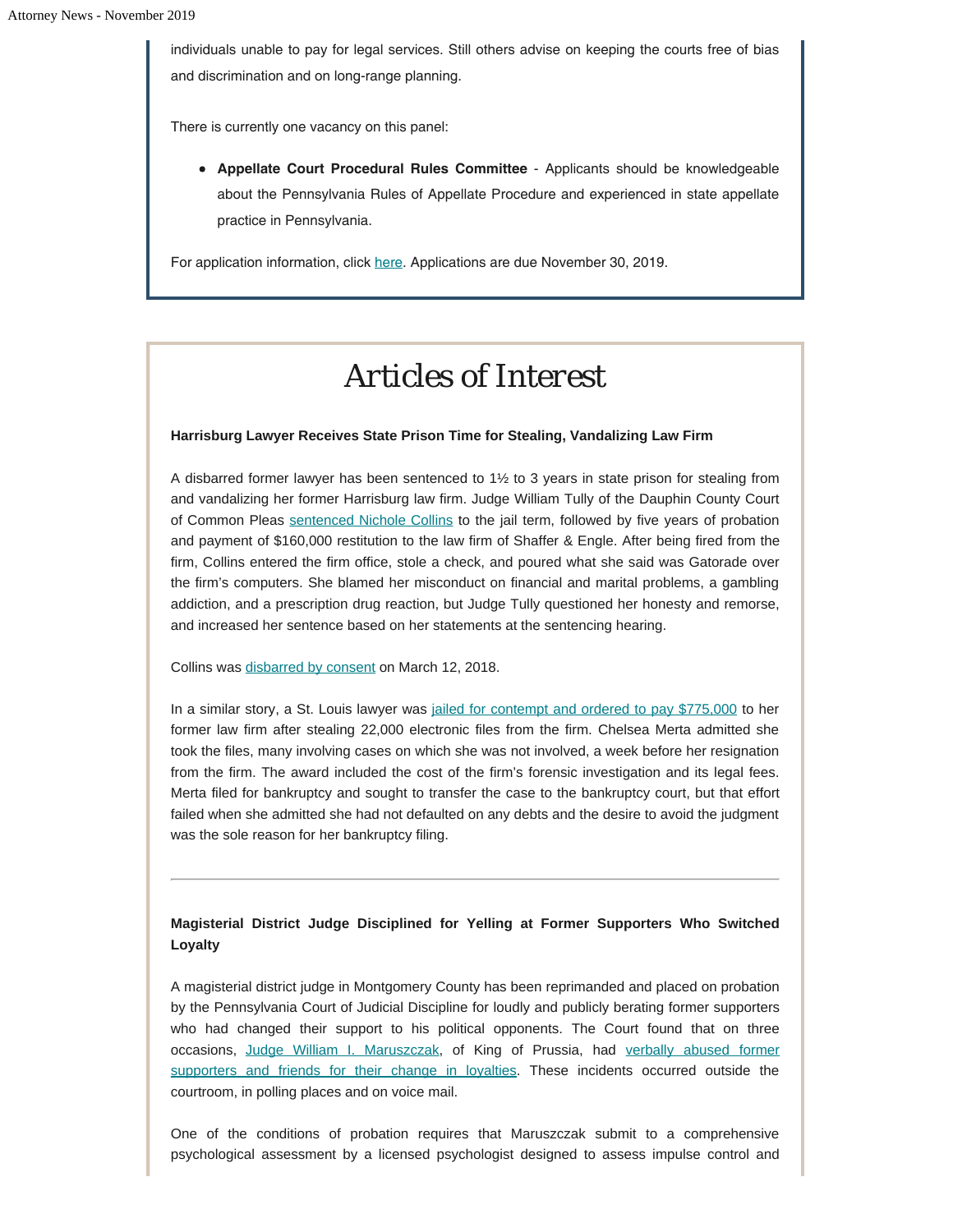individuals unable to pay for legal services. Still others advise on keeping the courts free of bias and discrimination and on long-range planning.

There is currently one vacancy on this panel:

- **Appellate Court Procedural Rules Committee** - Applicants should be knowledgeable about the Pennsylvania Rules of Appellate Procedure and experienced in state appellate practice in Pennsylvania.

For application information, click here. Applications are due November 30, 2019.

# Articles of Interest

**Harrisburg Lawyer Receives State Prison Time for Stealing, Vandalizing Law Firm**

A disbarred former lawyer has been sentenced to 1½ to 3 years in state prison for stealing from and vandalizing her former Harrisburg law firm. Judge William Tully of the Dauphin County Court of Common Pleas sentenced Nichole Collins to the jail term, followed by five years of probation and payment of $160,000 restitution to the law firm of Shaffer & Engle. After being fired from the firm, Collins entered the firm office, stole a check, and poured what she said was Gatorade over the firm's computers. She blamed her misconduct on financial and marital problems, a gambling addiction, and a prescription drug reaction, but Judge Tully questioned her honesty and remorse, and increased her sentence based on her statements at the sentencing hearing.

Collins was disbarred by consent on March 12, 2018.

In a similar story, a St. Louis lawyer was jailed for contempt and ordered to pay $775,000 to her former law firm after stealing 22,000 electronic files from the firm. Chelsea Merta admitted she took the files, many involving cases on which she was not involved, a week before her resignation from the firm. The award included the cost of the firm's forensic investigation and its legal fees. Merta filed for bankruptcy and sought to transfer the case to the bankruptcy court, but that effort failed when she admitted she had not defaulted on any debts and the desire to avoid the judgment was the sole reason for her bankruptcy filing.

---

**Magisterial District Judge Disciplined for Yelling at Former Supporters Who Switched Loyalty**

A magisterial district judge in Montgomery County has been reprimanded and placed on probation by the Pennsylvania Court of Judicial Discipline for loudly and publicly berating former supporters who had changed their support to his political opponents. The Court found that on three occasions, Judge William I. Maruszczak, of King of Prussia, had verbally abused former supporters and friends for their change in loyalties. These incidents occurred outside the courtroom, in polling places and on voice mail.

One of the conditions of probation requires that Maruszczak submit to a comprehensive psychological assessment by a licensed psychologist designed to assess impulse control and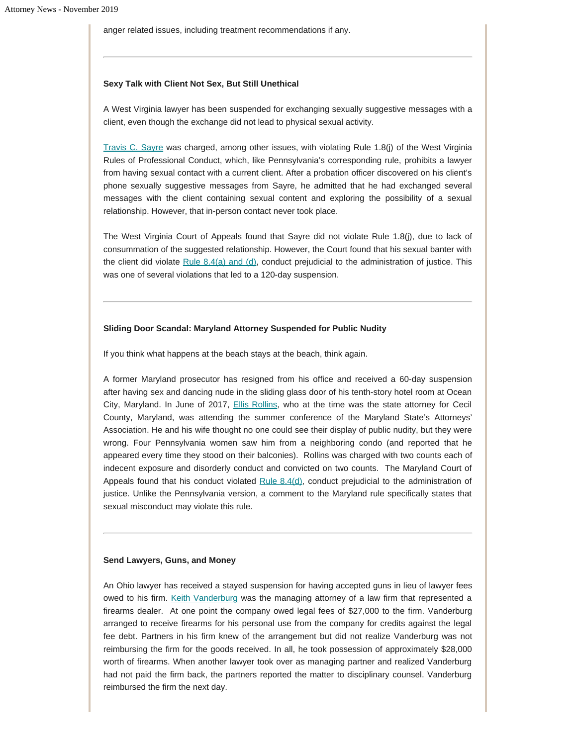anger related issues, including treatment recommendations if any.

---

**Sexy Talk with Client Not Sex, But Still Unethical**

A West Virginia lawyer has been suspended for exchanging sexually suggestive messages with a client, even though the exchange did not lead to physical sexual activity.

Travis C. Sayre was charged, among other issues, with violating Rule 1.8(j) of the West Virginia Rules of Professional Conduct, which, like Pennsylvania's corresponding rule, prohibits a lawyer from having sexual contact with a current client. After a probation officer discovered on his client's phone sexually suggestive messages from Sayre, he admitted that he had exchanged several messages with the client containing sexual content and exploring the possibility of a sexual relationship. However, that in-person contact never took place.

The West Virginia Court of Appeals found that Sayre did not violate Rule 1.8(j), due to lack of consummation of the suggested relationship. However, the Court found that his sexual banter with the client did violate Rule 8.4(a) and (d), conduct prejudicial to the administration of justice. This was one of several violations that led to a 120-day suspension.

---

**Sliding Door Scandal: Maryland Attorney Suspended for Public Nudity**

If you think what happens at the beach stays at the beach, think again.

A former Maryland prosecutor has resigned from his office and received a 60-day suspension after having sex and dancing nude in the sliding glass door of his tenth-story hotel room at Ocean City, Maryland. In June of 2017, Ellis Rollins, who at the time was the state attorney for Cecil County, Maryland, was attending the summer conference of the Maryland State's Attorneys' Association. He and his wife thought no one could see their display of public nudity, but they were wrong. Four Pennsylvania women saw him from a neighboring condo (and reported that he appeared every time they stood on their balconies). Rollins was charged with two counts each of indecent exposure and disorderly conduct and convicted on two counts. The Maryland Court of Appeals found that his conduct violated Rule 8.4(d), conduct prejudicial to the administration of justice. Unlike the Pennsylvania version, a comment to the Maryland rule specifically states that sexual misconduct may violate this rule.

---

**Send Lawyers, Guns, and Money**

An Ohio lawyer has received a stayed suspension for having accepted guns in lieu of lawyer fees owed to his firm. Keith Vanderburg was the managing attorney of a law firm that represented a firearms dealer. At one point the company owed legal fees of $27,000 to the firm. Vanderburg arranged to receive firearms for his personal use from the company for credits against the legal fee debt. Partners in his firm knew of the arrangement but did not realize Vanderburg was not reimbursing the firm for the goods received. In all, he took possession of approximately $28,000 worth of firearms. When another lawyer took over as managing partner and realized Vanderburg had not paid the firm back, the partners reported the matter to disciplinary counsel. Vanderburg reimbursed the firm the next day.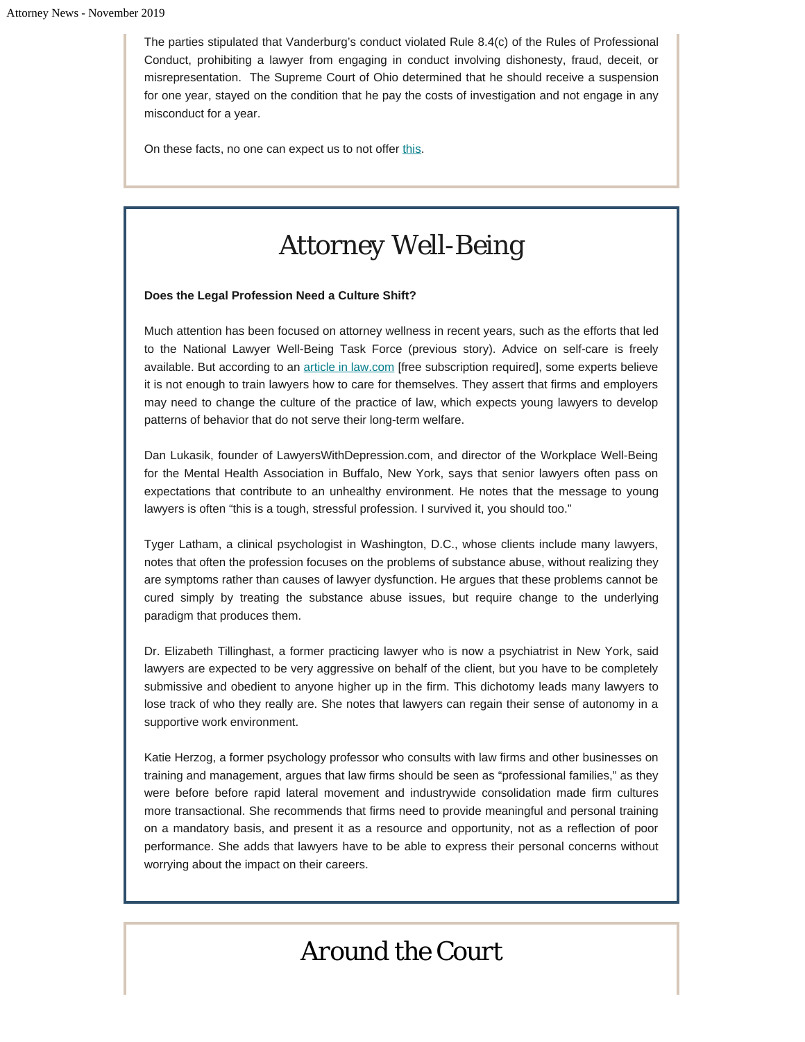The parties stipulated that Vanderburg's conduct violated Rule 8.4(c) of the Rules of Professional Conduct, prohibiting a lawyer from engaging in conduct involving dishonesty, fraud, deceit, or misrepresentation. The Supreme Court of Ohio determined that he should receive a suspension for one year, stayed on the condition that he pay the costs of investigation and not engage in any misconduct for a year.

On these facts, no one can expect us to not offer this.

# Attorney Well-Being

**Does the Legal Profession Need a Culture Shift?**

Much attention has been focused on attorney wellness in recent years, such as the efforts that led to the National Lawyer Well-Being Task Force (previous story). Advice on self-care is freely available. But according to an article in law.com [free subscription required], some experts believe it is not enough to train lawyers how to care for themselves. They assert that firms and employers may need to change the culture of the practice of law, which expects young lawyers to develop patterns of behavior that do not serve their long-term welfare.

Dan Lukasik, founder of LawyersWithDepression.com, and director of the Workplace Well-Being for the Mental Health Association in Buffalo, New York, says that senior lawyers often pass on expectations that contribute to an unhealthy environment. He notes that the message to young lawyers is often "this is a tough, stressful profession. I survived it, you should too."

Tyger Latham, a clinical psychologist in Washington, D.C., whose clients include many lawyers, notes that often the profession focuses on the problems of substance abuse, without realizing they are symptoms rather than causes of lawyer dysfunction. He argues that these problems cannot be cured simply by treating the substance abuse issues, but require change to the underlying paradigm that produces them.

Dr. Elizabeth Tillinghast, a former practicing lawyer who is now a psychiatrist in New York, said lawyers are expected to be very aggressive on behalf of the client, but you have to be completely submissive and obedient to anyone higher up in the firm. This dichotomy leads many lawyers to lose track of who they really are. She notes that lawyers can regain their sense of autonomy in a supportive work environment.

Katie Herzog, a former psychology professor who consults with law firms and other businesses on training and management, argues that law firms should be seen as "professional families," as they were before before rapid lateral movement and industrywide consolidation made firm cultures more transactional. She recommends that firms need to provide meaningful and personal training on a mandatory basis, and present it as a resource and opportunity, not as a reflection of poor performance. She adds that lawyers have to be able to express their personal concerns without worrying about the impact on their careers.

# Around the Court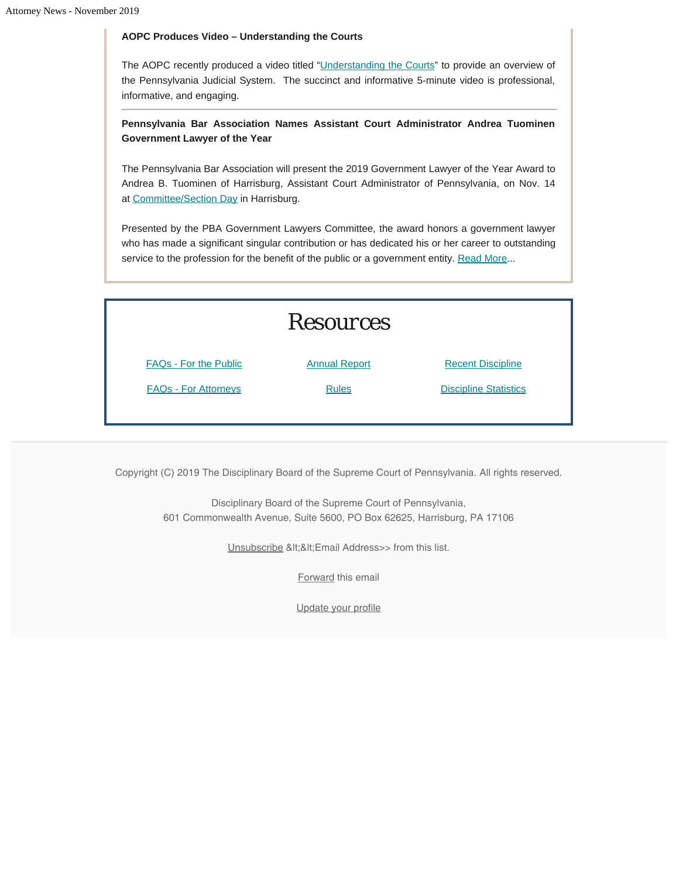**AOPC Produces Video – Understanding the Courts**

The AOPC recently produced a video titled "Understanding the Courts" to provide an overview of the Pennsylvania Judicial System. The succinct and informative 5-minute video is professional, informative, and engaging.

---

**Pennsylvania Bar Association Names Assistant Court Administrator Andrea Tuominen Government Lawyer of the Year**

The Pennsylvania Bar Association will present the 2019 Government Lawyer of the Year Award to Andrea B. Tuominen of Harrisburg, Assistant Court Administrator of Pennsylvania, on Nov. 14 at Committee/Section Day in Harrisburg.

Presented by the PBA Government Lawyers Committee, the award honors a government lawyer who has made a significant singular contribution or has dedicated his or her career to outstanding service to the profession for the benefit of the public or a government entity. Read More...

# Resources

| | | |
|---|---|---|
| FAQs - For the Public | Annual Report | Recent Discipline |
| FAQs - For Attorneys | Rules | Discipline Statistics |

Copyright (C) 2019 The Disciplinary Board of the Supreme Court of Pennsylvania. All rights reserved.

Disciplinary Board of the Supreme Court of Pennsylvania,
601 Commonwealth Avenue, Suite 5600, PO Box 62625, Harrisburg, PA 17106

Unsubscribe &lt;&lt;Email Address>> from this list.

Forward this email

Update your profile